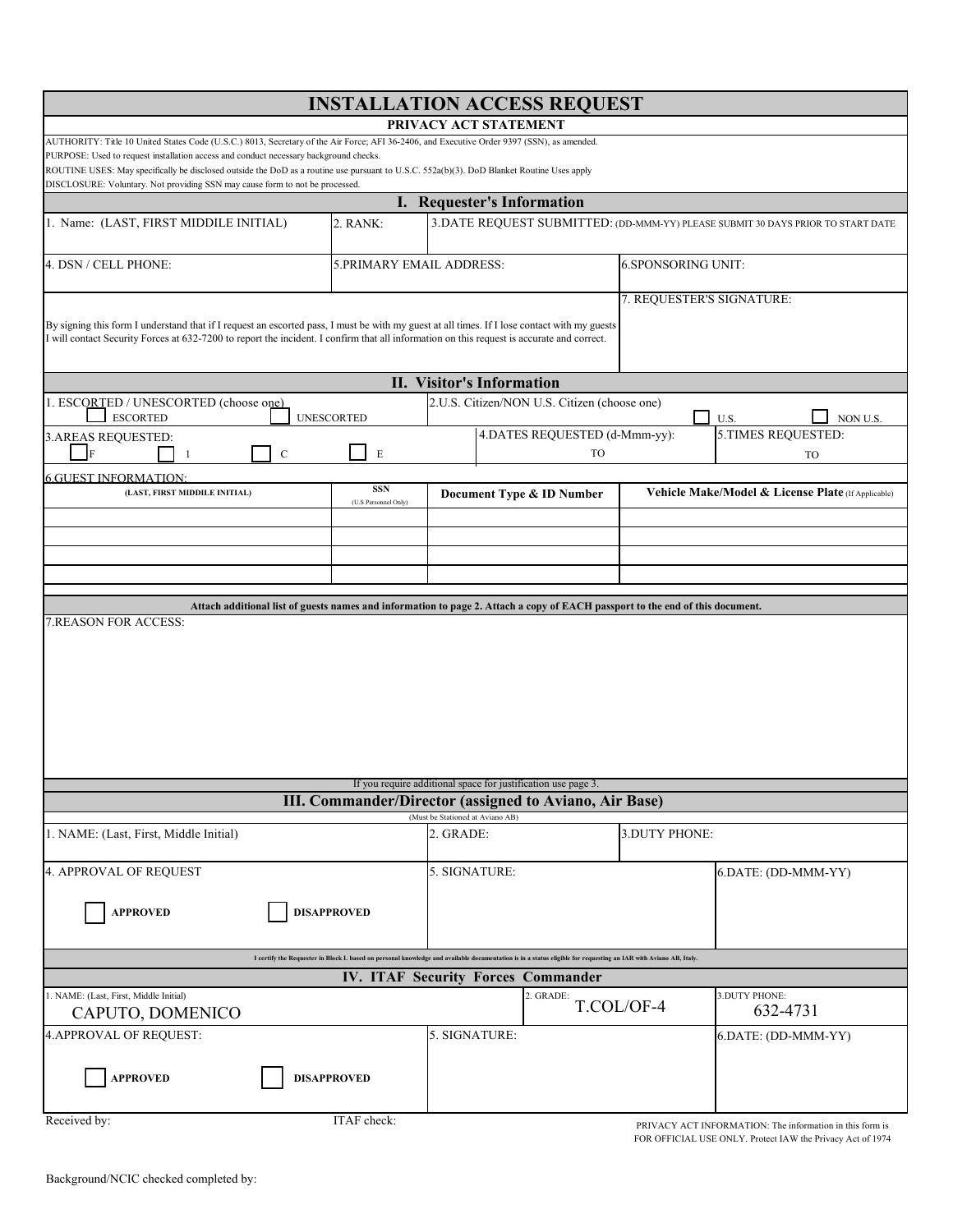# INSTALLATION ACCESS REQUEST

**PRIVACY ACT STATEMENT**

AUTHORITY: Title 10 United States Code (U.S.C.) 8013, Secretary of the Air Force; AFI 36-2406, and Executive Order 9397 (SSN), as amended.
PURPOSE: Used to request installation access and conduct necessary background checks.
ROUTINE USES: May specifically be disclosed outside the DoD as a routine use pursuant to U.S.C. 552a(b)(3). DoD Blanket Routine Uses apply
DISCLOSURE: Voluntary. Not providing SSN may cause form to not be processed.

## I. Requester's Information

| 1. Name: (LAST, FIRST MIDDILE INITIAL) | 2. RANK: | 3.DATE REQUEST SUBMITTED: (DD-MMM-YY) PLEASE SUBMIT 30 DAYS PRIOR TO START DATE |
|---|---|---|
| | | |

| 4. DSN / CELL PHONE: | 5.PRIMARY EMAIL ADDRESS: | 6.SPONSORING UNIT: |
|---|---|---|
| | | |

By signing this form I understand that if I request an escorted pass, I must be with my guest at all times. If I lose contact with my guests I will contact Security Forces at 632-7200 to report the incident. I confirm that all information on this request is accurate and correct.

7. REQUESTER'S SIGNATURE:

## II. Visitor's Information

1. ESCORTED / UNESCORTED (choose one)
☐ ESCORTED ☐ UNESCORTED

2.U.S. Citizen/NON U.S. Citizen (choose one)
☐ U.S. ☐ NON U.S.

3.AREAS REQUESTED:
☐ F ☐ I ☐ C ☐ E

4.DATES REQUESTED (d-Mmm-yy): TO

5.TIMES REQUESTED: TO

6.GUEST INFORMATION:

| (LAST, FIRST MIDDILE INITIAL) | SSN (U.S Personnel Only) | Document Type & ID Number | Vehicle Make/Model & License Plate (If Applicable) |
|---|---|---|---|
| | | | |
| | | | |
| | | | |
| | | | |

**Attach additional list of guests names and information to page 2. Attach a copy of EACH passport to the end of this document.**

7.REASON FOR ACCESS:

If you require additional space for justification use page 3.

## III. Commander/Director (assigned to Aviano, Air Base)

(Must be Stationed at Aviano AB)

| 1. NAME: (Last, First, Middle Initial) | 2. GRADE: | 3.DUTY PHONE: |
|---|---|---|
| | | |

4. APPROVAL OF REQUEST
☐ **APPROVED** ☐ **DISAPPROVED**

5. SIGNATURE:

6.DATE: (DD-MMM-YY)

**I certify the Requester in Block I. based on personal knowledge and available documentation is in a status eligible for requesting an IAR with Aviano AB, Italy.**

## IV. ITAF Security Forces Commander

| 1. NAME: (Last, First, Middle Initial) | 2. GRADE: | 3.DUTY PHONE: |
|---|---|---|
| CAPUTO, DOMENICO | T.COL/OF-4 | 632-4731 |

4.APPROVAL OF REQUEST:
☐ **APPROVED** ☐ **DISAPPROVED**

5. SIGNATURE:

6.DATE: (DD-MMM-YY)

Received by: ITAF check:

PRIVACY ACT INFORMATION: The information in this form is FOR OFFICIAL USE ONLY. Protect IAW the Privacy Act of 1974

Background/NCIC checked completed by: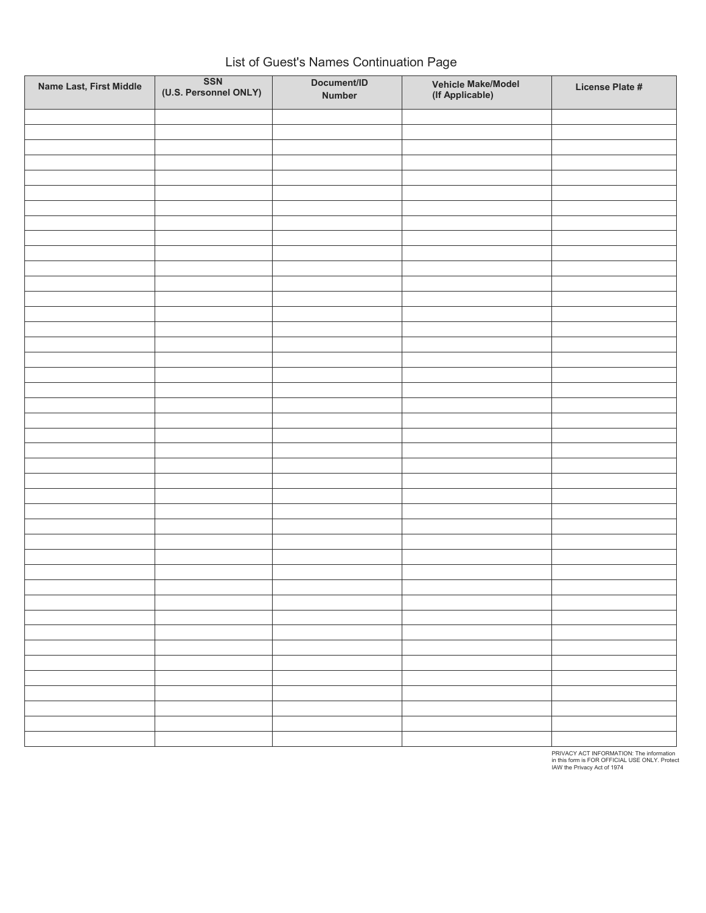List of Guest's Names Continuation Page

| Name Last, First Middle | SSN (U.S. Personnel ONLY) | Document/ID Number | Vehicle Make/Model (If Applicable) | License Plate # |
|---|---|---|---|---|
| | | | | |
| | | | | |
| | | | | |
| | | | | |
| | | | | |
| | | | | |
| | | | | |
| | | | | |
| | | | | |
| | | | | |
| | | | | |
| | | | | |
| | | | | |
| | | | | |
| | | | | |
| | | | | |
| | | | | |
| | | | | |
| | | | | |
| | | | | |
| | | | | |
| | | | | |
| | | | | |
| | | | | |
| | | | | |
| | | | | |
| | | | | |
| | | | | |
| | | | | |
| | | | | |
| | | | | |
| | | | | |
| | | | | |
| | | | | |
| | | | | |
| | | | | |
| | | | | |
| | | | | |
| | | | | |
| | | | | |
| | | | | |
| | | | | |

PRIVACY ACT INFORMATION: The information in this form is FOR OFFICIAL USE ONLY. Protect IAW the Privacy Act of 1974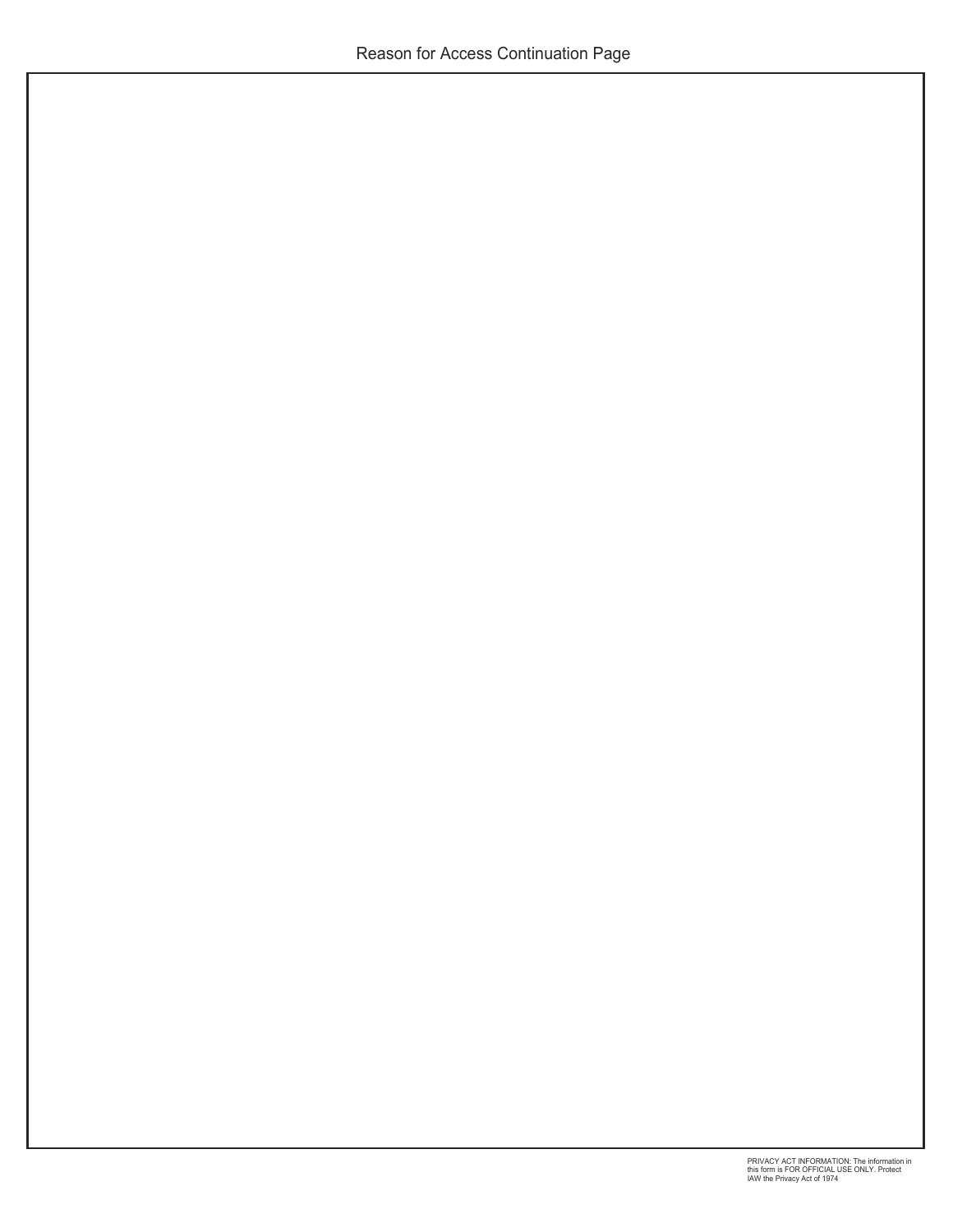# Reason for Access Continuation Page

PRIVACY ACT INFORMATION: The information in this form is FOR OFFICIAL USE ONLY. Protect IAW the Privacy Act of 1974